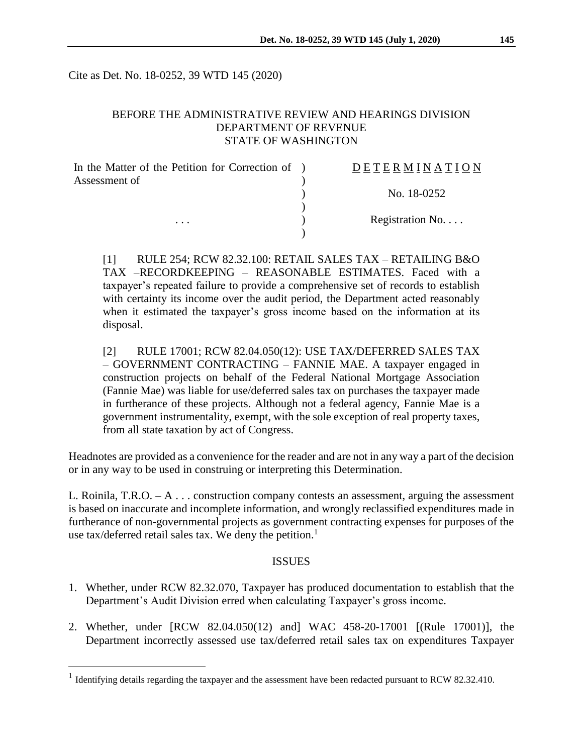Cite as Det. No. 18-0252, 39 WTD 145 (2020)

BEFORE THE ADMINISTRATIVE REVIEW AND HEARINGS DIVISION
DEPARTMENT OF REVENUE
STATE OF WASHINGTON

| | | |
|---|---|---|
| In the Matter of the Petition for Correction of Assessment of | ) | D E T E R M I N A T I O N |
| | ) | No. 18-0252 |
| . . . | ) | Registration No. . . . |

[1] RULE 254; RCW 82.32.100: RETAIL SALES TAX – RETAILING B&O TAX –RECORDKEEPING – REASONABLE ESTIMATES. Faced with a taxpayer's repeated failure to provide a comprehensive set of records to establish with certainty its income over the audit period, the Department acted reasonably when it estimated the taxpayer's gross income based on the information at its disposal.

[2] RULE 17001; RCW 82.04.050(12): USE TAX/DEFERRED SALES TAX – GOVERNMENT CONTRACTING – FANNIE MAE. A taxpayer engaged in construction projects on behalf of the Federal National Mortgage Association (Fannie Mae) was liable for use/deferred sales tax on purchases the taxpayer made in furtherance of these projects. Although not a federal agency, Fannie Mae is a government instrumentality, exempt, with the sole exception of real property taxes, from all state taxation by act of Congress.

Headnotes are provided as a convenience for the reader and are not in any way a part of the decision or in any way to be used in construing or interpreting this Determination.

L. Roinila, T.R.O. – A . . . construction company contests an assessment, arguing the assessment is based on inaccurate and incomplete information, and wrongly reclassified expenditures made in furtherance of non-governmental projects as government contracting expenses for purposes of the use tax/deferred retail sales tax. We deny the petition.[1]

## ISSUES

1. Whether, under RCW 82.32.070, Taxpayer has produced documentation to establish that the Department's Audit Division erred when calculating Taxpayer's gross income.

2. Whether, under [RCW 82.04.050(12) and] WAC 458-20-17001 [(Rule 17001)], the Department incorrectly assessed use tax/deferred retail sales tax on expenditures Taxpayer

[1] Identifying details regarding the taxpayer and the assessment have been redacted pursuant to RCW 82.32.410.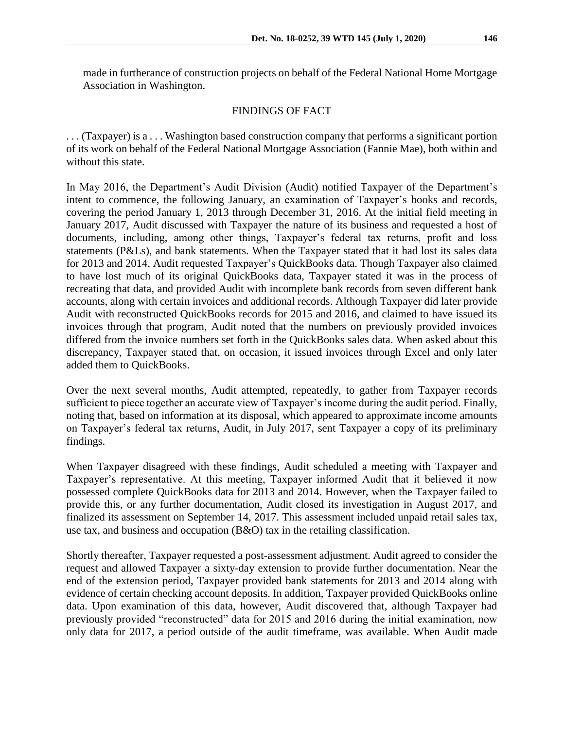made in furtherance of construction projects on behalf of the Federal National Home Mortgage Association in Washington.

## FINDINGS OF FACT

. . . (Taxpayer) is a . . . Washington based construction company that performs a significant portion of its work on behalf of the Federal National Mortgage Association (Fannie Mae), both within and without this state.

In May 2016, the Department's Audit Division (Audit) notified Taxpayer of the Department's intent to commence, the following January, an examination of Taxpayer's books and records, covering the period January 1, 2013 through December 31, 2016. At the initial field meeting in January 2017, Audit discussed with Taxpayer the nature of its business and requested a host of documents, including, among other things, Taxpayer's federal tax returns, profit and loss statements (P&Ls), and bank statements. When the Taxpayer stated that it had lost its sales data for 2013 and 2014, Audit requested Taxpayer's QuickBooks data. Though Taxpayer also claimed to have lost much of its original QuickBooks data, Taxpayer stated it was in the process of recreating that data, and provided Audit with incomplete bank records from seven different bank accounts, along with certain invoices and additional records. Although Taxpayer did later provide Audit with reconstructed QuickBooks records for 2015 and 2016, and claimed to have issued its invoices through that program, Audit noted that the numbers on previously provided invoices differed from the invoice numbers set forth in the QuickBooks sales data. When asked about this discrepancy, Taxpayer stated that, on occasion, it issued invoices through Excel and only later added them to QuickBooks.

Over the next several months, Audit attempted, repeatedly, to gather from Taxpayer records sufficient to piece together an accurate view of Taxpayer's income during the audit period. Finally, noting that, based on information at its disposal, which appeared to approximate income amounts on Taxpayer's federal tax returns, Audit, in July 2017, sent Taxpayer a copy of its preliminary findings.

When Taxpayer disagreed with these findings, Audit scheduled a meeting with Taxpayer and Taxpayer's representative. At this meeting, Taxpayer informed Audit that it believed it now possessed complete QuickBooks data for 2013 and 2014. However, when the Taxpayer failed to provide this, or any further documentation, Audit closed its investigation in August 2017, and finalized its assessment on September 14, 2017. This assessment included unpaid retail sales tax, use tax, and business and occupation (B&O) tax in the retailing classification.

Shortly thereafter, Taxpayer requested a post-assessment adjustment. Audit agreed to consider the request and allowed Taxpayer a sixty-day extension to provide further documentation. Near the end of the extension period, Taxpayer provided bank statements for 2013 and 2014 along with evidence of certain checking account deposits. In addition, Taxpayer provided QuickBooks online data. Upon examination of this data, however, Audit discovered that, although Taxpayer had previously provided "reconstructed" data for 2015 and 2016 during the initial examination, now only data for 2017, a period outside of the audit timeframe, was available. When Audit made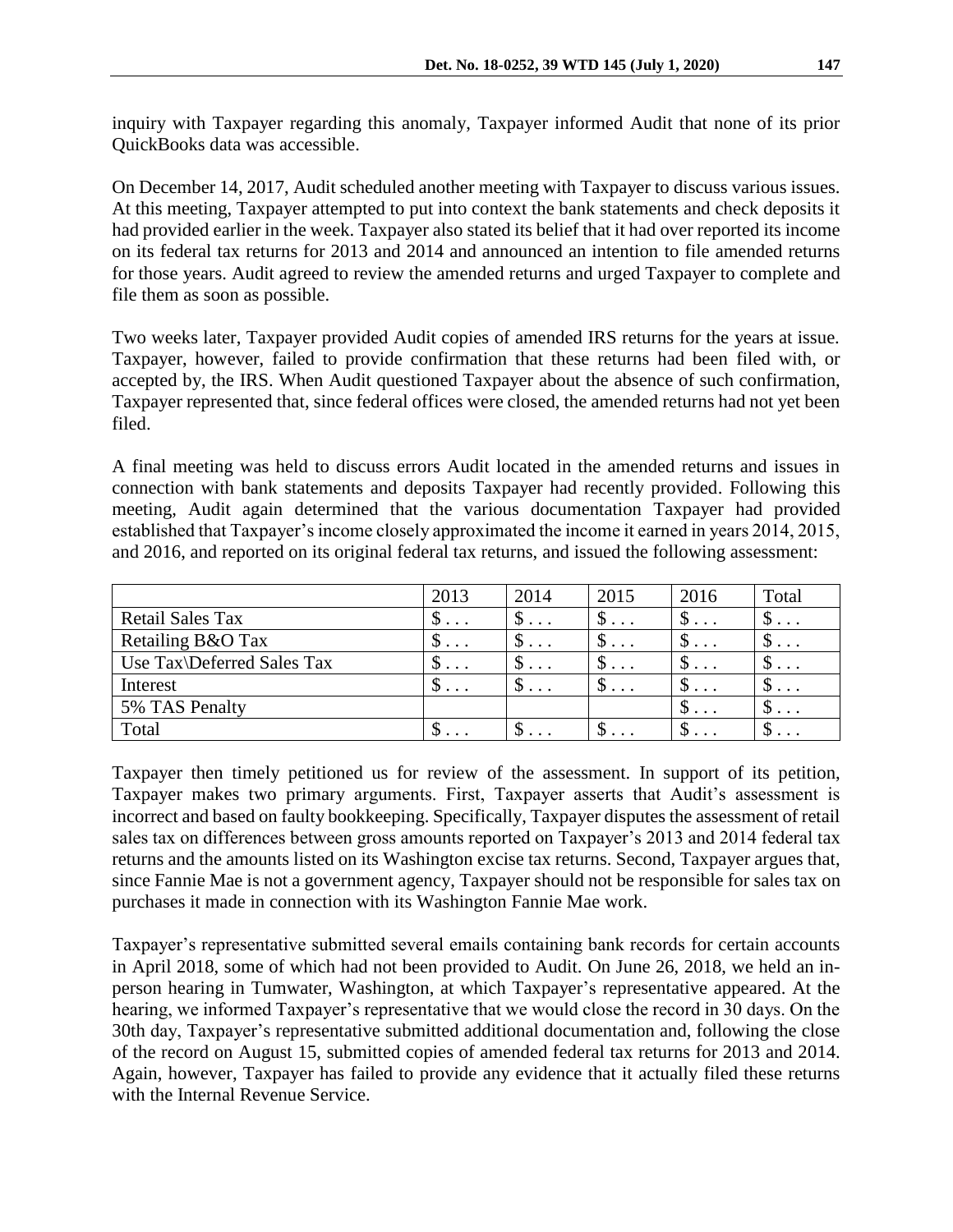inquiry with Taxpayer regarding this anomaly, Taxpayer informed Audit that none of its prior QuickBooks data was accessible.

On December 14, 2017, Audit scheduled another meeting with Taxpayer to discuss various issues. At this meeting, Taxpayer attempted to put into context the bank statements and check deposits it had provided earlier in the week. Taxpayer also stated its belief that it had over reported its income on its federal tax returns for 2013 and 2014 and announced an intention to file amended returns for those years. Audit agreed to review the amended returns and urged Taxpayer to complete and file them as soon as possible.

Two weeks later, Taxpayer provided Audit copies of amended IRS returns for the years at issue. Taxpayer, however, failed to provide confirmation that these returns had been filed with, or accepted by, the IRS. When Audit questioned Taxpayer about the absence of such confirmation, Taxpayer represented that, since federal offices were closed, the amended returns had not yet been filed.

A final meeting was held to discuss errors Audit located in the amended returns and issues in connection with bank statements and deposits Taxpayer had recently provided. Following this meeting, Audit again determined that the various documentation Taxpayer had provided established that Taxpayer's income closely approximated the income it earned in years 2014, 2015, and 2016, and reported on its original federal tax returns, and issued the following assessment:

| | 2013 | 2014 | 2015 | 2016 | Total |
|---|---|---|---|---|---|
| Retail Sales Tax | $ . . . | $ . . . | $ . . . | $ . . . | $ . . . |
| Retailing B&O Tax | $ . . . | $ . . . | $ . . . | $ . . . | $ . . . |
| Use Tax\Deferred Sales Tax | $ . . . | $ . . . | $ . . . | $ . . . | $ . . . |
| Interest | $ . . . | $ . . . | $ . . . | $ . . . | $ . . . |
| 5% TAS Penalty | | | | $ . . . | $ . . . |
| Total | $ . . . | $ . . . | $ . . . | $ . . . | $ . . . |

Taxpayer then timely petitioned us for review of the assessment. In support of its petition, Taxpayer makes two primary arguments. First, Taxpayer asserts that Audit's assessment is incorrect and based on faulty bookkeeping. Specifically, Taxpayer disputes the assessment of retail sales tax on differences between gross amounts reported on Taxpayer's 2013 and 2014 federal tax returns and the amounts listed on its Washington excise tax returns. Second, Taxpayer argues that, since Fannie Mae is not a government agency, Taxpayer should not be responsible for sales tax on purchases it made in connection with its Washington Fannie Mae work.

Taxpayer's representative submitted several emails containing bank records for certain accounts in April 2018, some of which had not been provided to Audit. On June 26, 2018, we held an in-person hearing in Tumwater, Washington, at which Taxpayer's representative appeared. At the hearing, we informed Taxpayer's representative that we would close the record in 30 days. On the 30th day, Taxpayer's representative submitted additional documentation and, following the close of the record on August 15, submitted copies of amended federal tax returns for 2013 and 2014. Again, however, Taxpayer has failed to provide any evidence that it actually filed these returns with the Internal Revenue Service.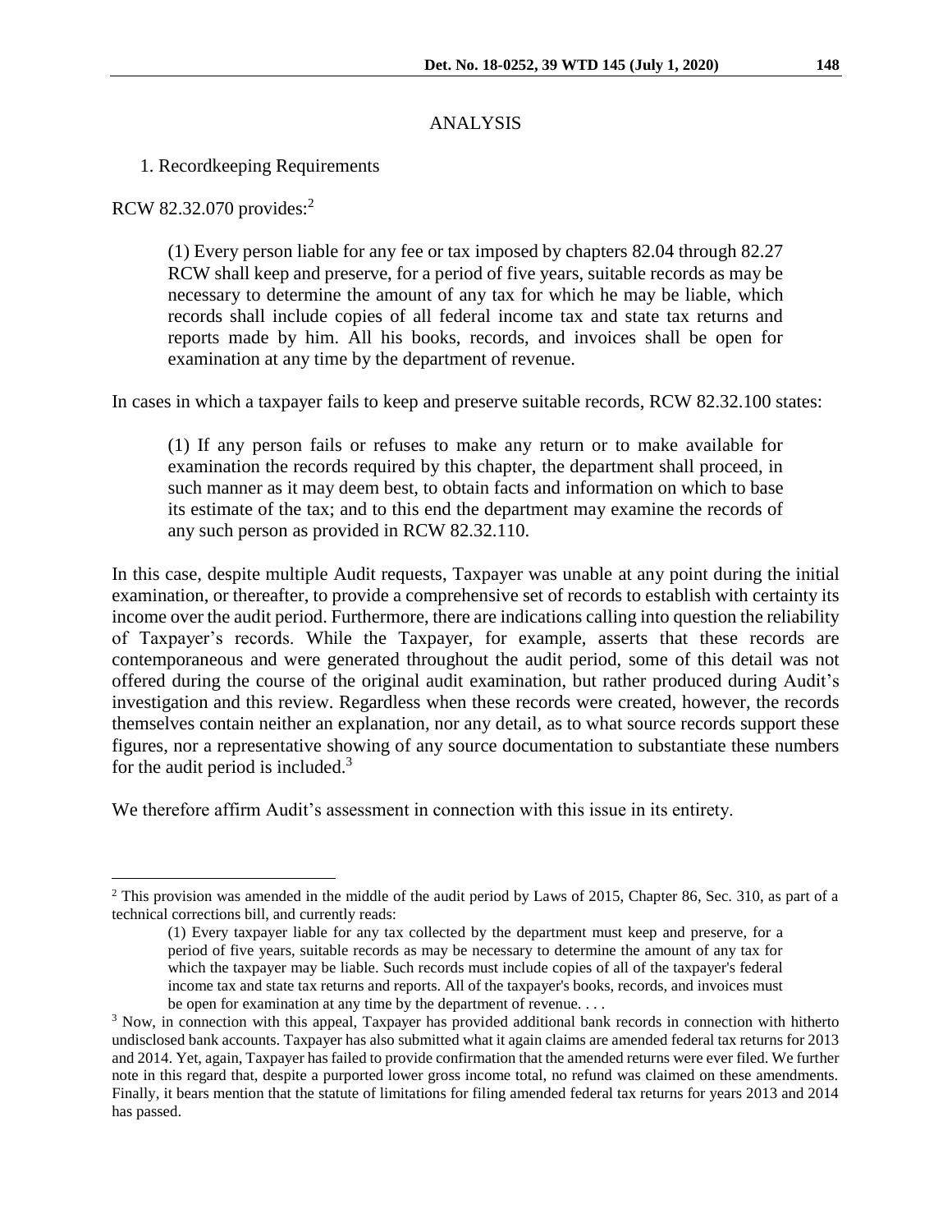## ANALYSIS

1. Recordkeeping Requirements

RCW 82.32.070 provides:[2]

> (1) Every person liable for any fee or tax imposed by chapters 82.04 through 82.27 RCW shall keep and preserve, for a period of five years, suitable records as may be necessary to determine the amount of any tax for which he may be liable, which records shall include copies of all federal income tax and state tax returns and reports made by him. All his books, records, and invoices shall be open for examination at any time by the department of revenue.

In cases in which a taxpayer fails to keep and preserve suitable records, RCW 82.32.100 states:

> (1) If any person fails or refuses to make any return or to make available for examination the records required by this chapter, the department shall proceed, in such manner as it may deem best, to obtain facts and information on which to base its estimate of the tax; and to this end the department may examine the records of any such person as provided in RCW 82.32.110.

In this case, despite multiple Audit requests, Taxpayer was unable at any point during the initial examination, or thereafter, to provide a comprehensive set of records to establish with certainty its income over the audit period. Furthermore, there are indications calling into question the reliability of Taxpayer's records. While the Taxpayer, for example, asserts that these records are contemporaneous and were generated throughout the audit period, some of this detail was not offered during the course of the original audit examination, but rather produced during Audit's investigation and this review. Regardless when these records were created, however, the records themselves contain neither an explanation, nor any detail, as to what source records support these figures, nor a representative showing of any source documentation to substantiate these numbers for the audit period is included.[3]

We therefore affirm Audit's assessment in connection with this issue in its entirety.

---

[2] This provision was amended in the middle of the audit period by Laws of 2015, Chapter 86, Sec. 310, as part of a technical corrections bill, and currently reads:

> (1) Every taxpayer liable for any tax collected by the department must keep and preserve, for a period of five years, suitable records as may be necessary to determine the amount of any tax for which the taxpayer may be liable. Such records must include copies of all of the taxpayer's federal income tax and state tax returns and reports. All of the taxpayer's books, records, and invoices must be open for examination at any time by the department of revenue. . . .

[3] Now, in connection with this appeal, Taxpayer has provided additional bank records in connection with hitherto undisclosed bank accounts. Taxpayer has also submitted what it again claims are amended federal tax returns for 2013 and 2014. Yet, again, Taxpayer has failed to provide confirmation that the amended returns were ever filed. We further note in this regard that, despite a purported lower gross income total, no refund was claimed on these amendments. Finally, it bears mention that the statute of limitations for filing amended federal tax returns for years 2013 and 2014 has passed.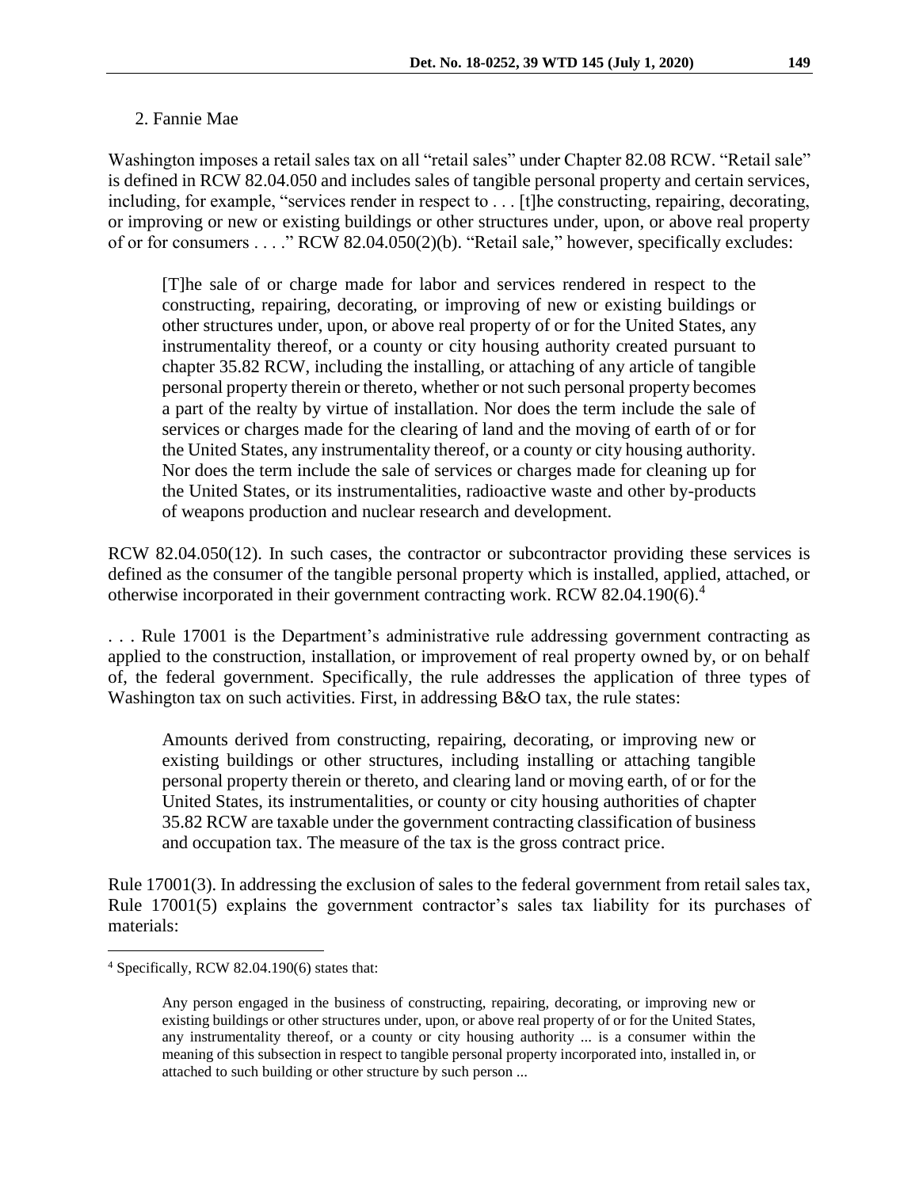2. Fannie Mae

Washington imposes a retail sales tax on all "retail sales" under Chapter 82.08 RCW. "Retail sale" is defined in RCW 82.04.050 and includes sales of tangible personal property and certain services, including, for example, "services render in respect to . . . [t]he constructing, repairing, decorating, or improving or new or existing buildings or other structures under, upon, or above real property of or for consumers . . . ." RCW 82.04.050(2)(b). "Retail sale," however, specifically excludes:

> [T]he sale of or charge made for labor and services rendered in respect to the constructing, repairing, decorating, or improving of new or existing buildings or other structures under, upon, or above real property of or for the United States, any instrumentality thereof, or a county or city housing authority created pursuant to chapter 35.82 RCW, including the installing, or attaching of any article of tangible personal property therein or thereto, whether or not such personal property becomes a part of the realty by virtue of installation. Nor does the term include the sale of services or charges made for the clearing of land and the moving of earth of or for the United States, any instrumentality thereof, or a county or city housing authority. Nor does the term include the sale of services or charges made for cleaning up for the United States, or its instrumentalities, radioactive waste and other by-products of weapons production and nuclear research and development.

RCW 82.04.050(12). In such cases, the contractor or subcontractor providing these services is defined as the consumer of the tangible personal property which is installed, applied, attached, or otherwise incorporated in their government contracting work. RCW 82.04.190(6).[4]

. . . Rule 17001 is the Department's administrative rule addressing government contracting as applied to the construction, installation, or improvement of real property owned by, or on behalf of, the federal government. Specifically, the rule addresses the application of three types of Washington tax on such activities. First, in addressing B&O tax, the rule states:

> Amounts derived from constructing, repairing, decorating, or improving new or existing buildings or other structures, including installing or attaching tangible personal property therein or thereto, and clearing land or moving earth, of or for the United States, its instrumentalities, or county or city housing authorities of chapter 35.82 RCW are taxable under the government contracting classification of business and occupation tax. The measure of the tax is the gross contract price.

Rule 17001(3). In addressing the exclusion of sales to the federal government from retail sales tax, Rule 17001(5) explains the government contractor's sales tax liability for its purchases of materials:

---

[4] Specifically, RCW 82.04.190(6) states that:

> Any person engaged in the business of constructing, repairing, decorating, or improving new or existing buildings or other structures under, upon, or above real property of or for the United States, any instrumentality thereof, or a county or city housing authority ... is a consumer within the meaning of this subsection in respect to tangible personal property incorporated into, installed in, or attached to such building or other structure by such person ...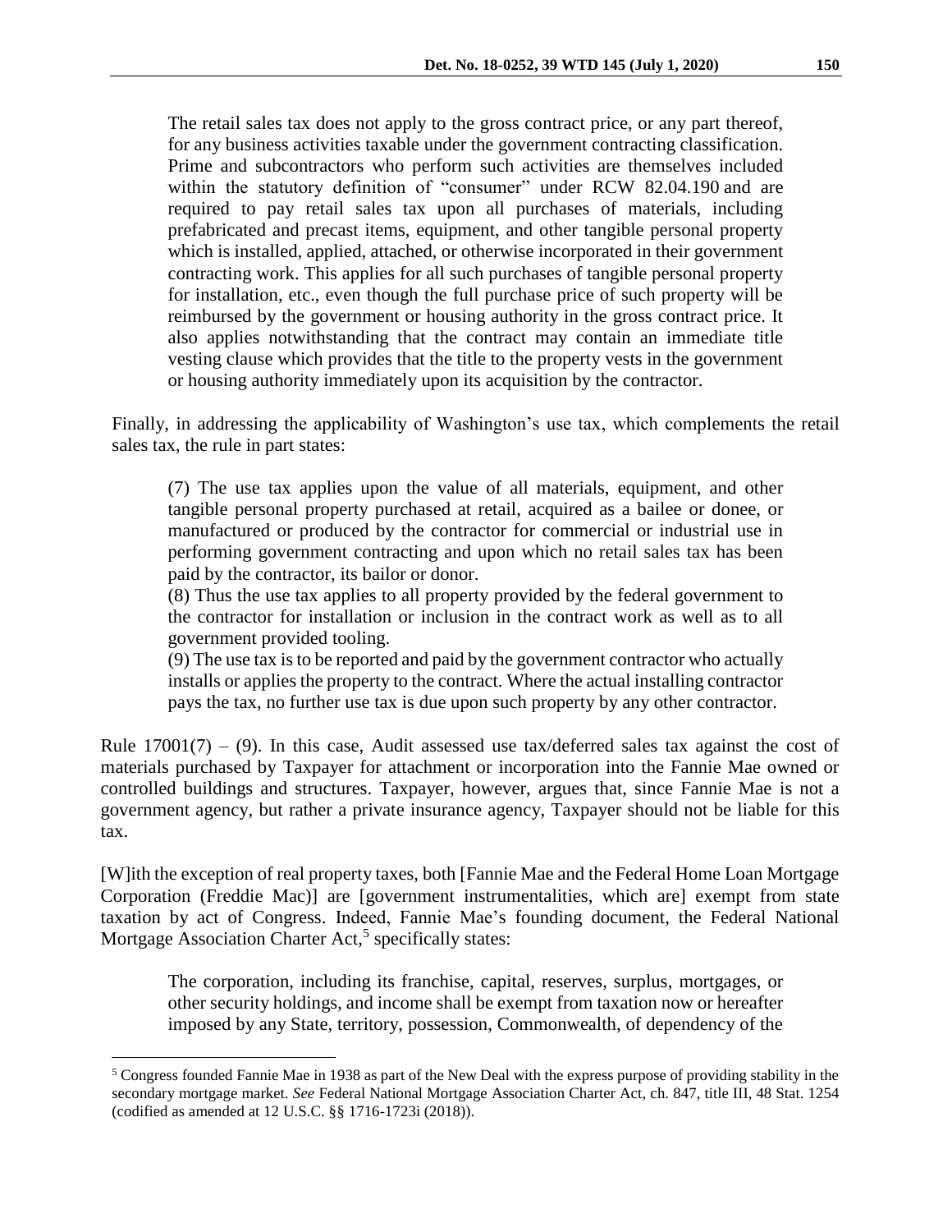> The retail sales tax does not apply to the gross contract price, or any part thereof, for any business activities taxable under the government contracting classification. Prime and subcontractors who perform such activities are themselves included within the statutory definition of "consumer" under RCW 82.04.190 and are required to pay retail sales tax upon all purchases of materials, including prefabricated and precast items, equipment, and other tangible personal property which is installed, applied, attached, or otherwise incorporated in their government contracting work. This applies for all such purchases of tangible personal property for installation, etc., even though the full purchase price of such property will be reimbursed by the government or housing authority in the gross contract price. It also applies notwithstanding that the contract may contain an immediate title vesting clause which provides that the title to the property vests in the government or housing authority immediately upon its acquisition by the contractor.

Finally, in addressing the applicability of Washington's use tax, which complements the retail sales tax, the rule in part states:

> (7) The use tax applies upon the value of all materials, equipment, and other tangible personal property purchased at retail, acquired as a bailee or donee, or manufactured or produced by the contractor for commercial or industrial use in performing government contracting and upon which no retail sales tax has been paid by the contractor, its bailor or donor.
>
> (8) Thus the use tax applies to all property provided by the federal government to the contractor for installation or inclusion in the contract work as well as to all government provided tooling.
>
> (9) The use tax is to be reported and paid by the government contractor who actually installs or applies the property to the contract. Where the actual installing contractor pays the tax, no further use tax is due upon such property by any other contractor.

Rule 17001(7) – (9). In this case, Audit assessed use tax/deferred sales tax against the cost of materials purchased by Taxpayer for attachment or incorporation into the Fannie Mae owned or controlled buildings and structures. Taxpayer, however, argues that, since Fannie Mae is not a government agency, but rather a private insurance agency, Taxpayer should not be liable for this tax.

[W]ith the exception of real property taxes, both [Fannie Mae and the Federal Home Loan Mortgage Corporation (Freddie Mac)] are [government instrumentalities, which are] exempt from state taxation by act of Congress. Indeed, Fannie Mae's founding document, the Federal National Mortgage Association Charter Act,[5] specifically states:

> The corporation, including its franchise, capital, reserves, surplus, mortgages, or other security holdings, and income shall be exempt from taxation now or hereafter imposed by any State, territory, possession, Commonwealth, of dependency of the

[5] Congress founded Fannie Mae in 1938 as part of the New Deal with the express purpose of providing stability in the secondary mortgage market. *See* Federal National Mortgage Association Charter Act, ch. 847, title III, 48 Stat. 1254 (codified as amended at 12 U.S.C. §§ 1716-1723i (2018)).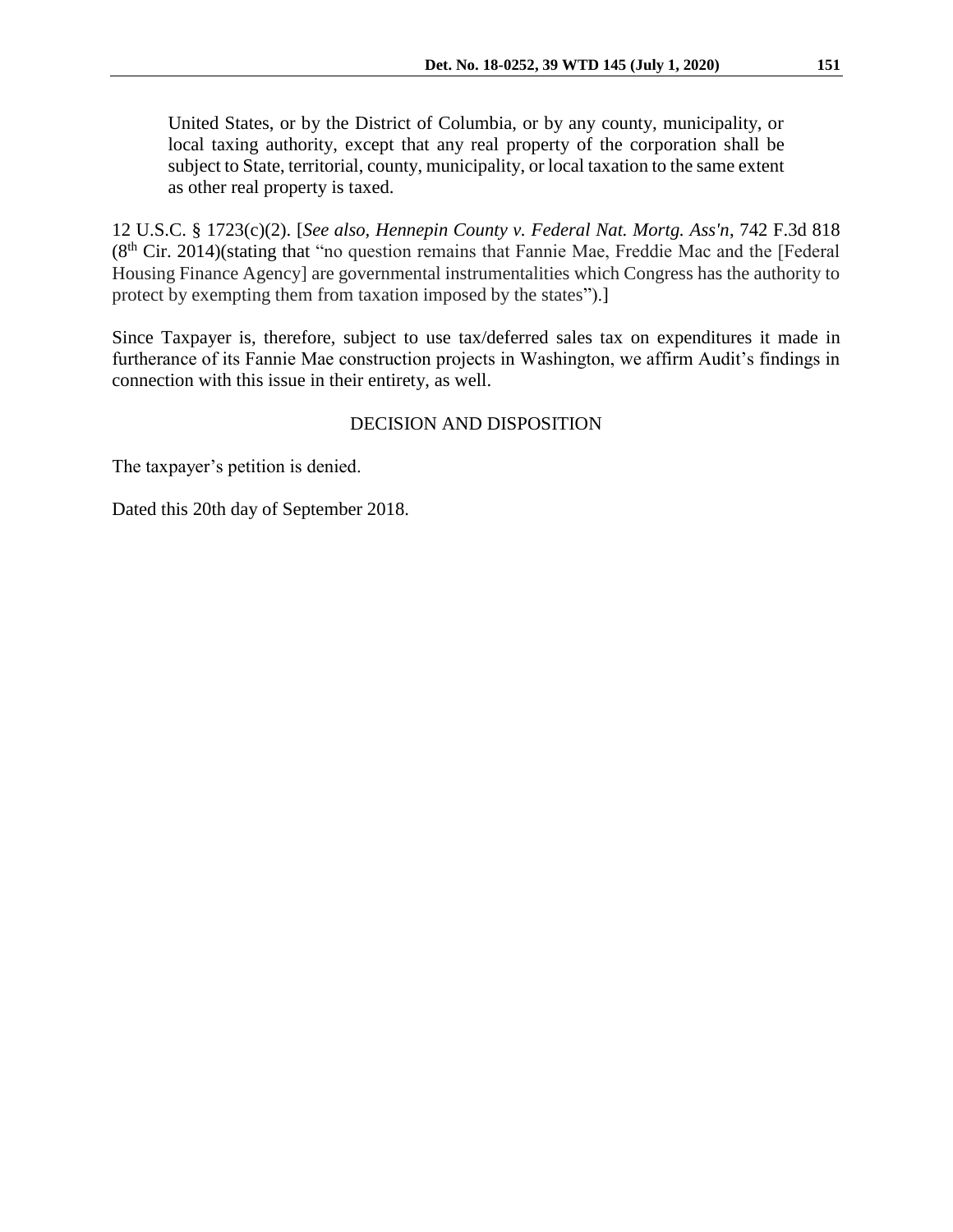> United States, or by the District of Columbia, or by any county, municipality, or local taxing authority, except that any real property of the corporation shall be subject to State, territorial, county, municipality, or local taxation to the same extent as other real property is taxed.

12 U.S.C. § 1723(c)(2). [*See also, Hennepin County v. Federal Nat. Mortg. Ass'n*, 742 F.3d 818 (8th Cir. 2014)(stating that "no question remains that Fannie Mae, Freddie Mac and the [Federal Housing Finance Agency] are governmental instrumentalities which Congress has the authority to protect by exempting them from taxation imposed by the states").]

Since Taxpayer is, therefore, subject to use tax/deferred sales tax on expenditures it made in furtherance of its Fannie Mae construction projects in Washington, we affirm Audit's findings in connection with this issue in their entirety, as well.

DECISION AND DISPOSITION

The taxpayer's petition is denied.

Dated this 20th day of September 2018.